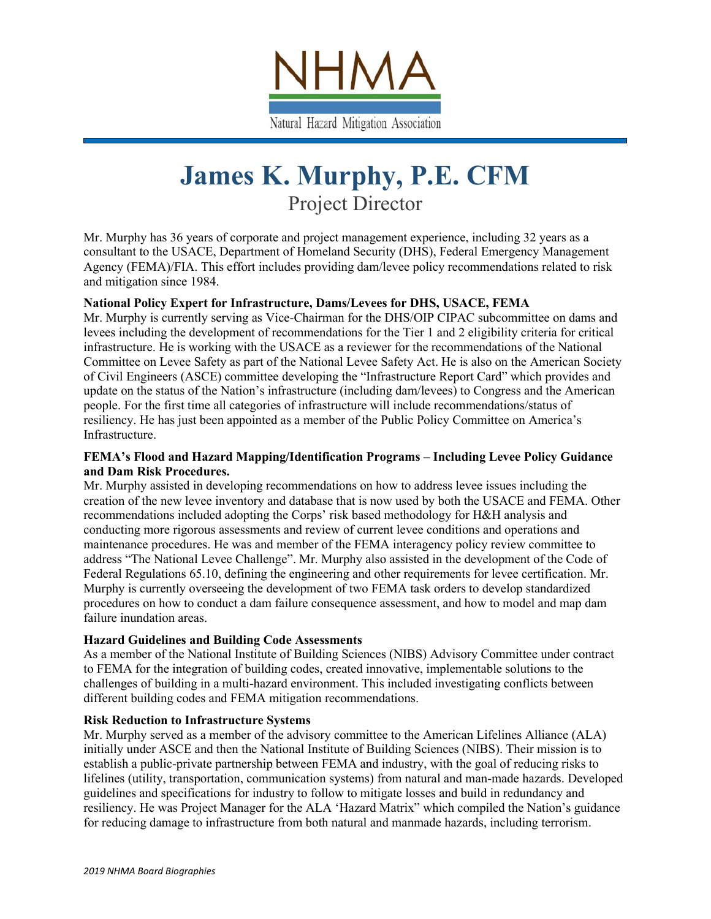NHMA

Natural Hazard Mitigation Association

# James K. Murphy, P.E. CFM

## Project Director

Mr. Murphy has 36 years of corporate and project management experience, including 32 years as a consultant to the USACE, Department of Homeland Security (DHS), Federal Emergency Management Agency (FEMA)/FIA. This effort includes providing dam/levee policy recommendations related to risk and mitigation since 1984.

**National Policy Expert for Infrastructure, Dams/Levees for DHS, USACE, FEMA**

Mr. Murphy is currently serving as Vice-Chairman for the DHS/OIP CIPAC subcommittee on dams and levees including the development of recommendations for the Tier 1 and 2 eligibility criteria for critical infrastructure. He is working with the USACE as a reviewer for the recommendations of the National Committee on Levee Safety as part of the National Levee Safety Act. He is also on the American Society of Civil Engineers (ASCE) committee developing the "Infrastructure Report Card" which provides and update on the status of the Nation's infrastructure (including dam/levees) to Congress and the American people. For the first time all categories of infrastructure will include recommendations/status of resiliency. He has just been appointed as a member of the Public Policy Committee on America's Infrastructure.

**FEMA's Flood and Hazard Mapping/Identification Programs – Including Levee Policy Guidance and Dam Risk Procedures.**

Mr. Murphy assisted in developing recommendations on how to address levee issues including the creation of the new levee inventory and database that is now used by both the USACE and FEMA. Other recommendations included adopting the Corps' risk based methodology for H&H analysis and conducting more rigorous assessments and review of current levee conditions and operations and maintenance procedures. He was and member of the FEMA interagency policy review committee to address "The National Levee Challenge". Mr. Murphy also assisted in the development of the Code of Federal Regulations 65.10, defining the engineering and other requirements for levee certification. Mr. Murphy is currently overseeing the development of two FEMA task orders to develop standardized procedures on how to conduct a dam failure consequence assessment, and how to model and map dam failure inundation areas.

**Hazard Guidelines and Building Code Assessments**

As a member of the National Institute of Building Sciences (NIBS) Advisory Committee under contract to FEMA for the integration of building codes, created innovative, implementable solutions to the challenges of building in a multi-hazard environment. This included investigating conflicts between different building codes and FEMA mitigation recommendations.

**Risk Reduction to Infrastructure Systems**

Mr. Murphy served as a member of the advisory committee to the American Lifelines Alliance (ALA) initially under ASCE and then the National Institute of Building Sciences (NIBS). Their mission is to establish a public-private partnership between FEMA and industry, with the goal of reducing risks to lifelines (utility, transportation, communication systems) from natural and man-made hazards. Developed guidelines and specifications for industry to follow to mitigate losses and build in redundancy and resiliency. He was Project Manager for the ALA 'Hazard Matrix' which compiled the Nation's guidance for reducing damage to infrastructure from both natural and manmade hazards, including terrorism.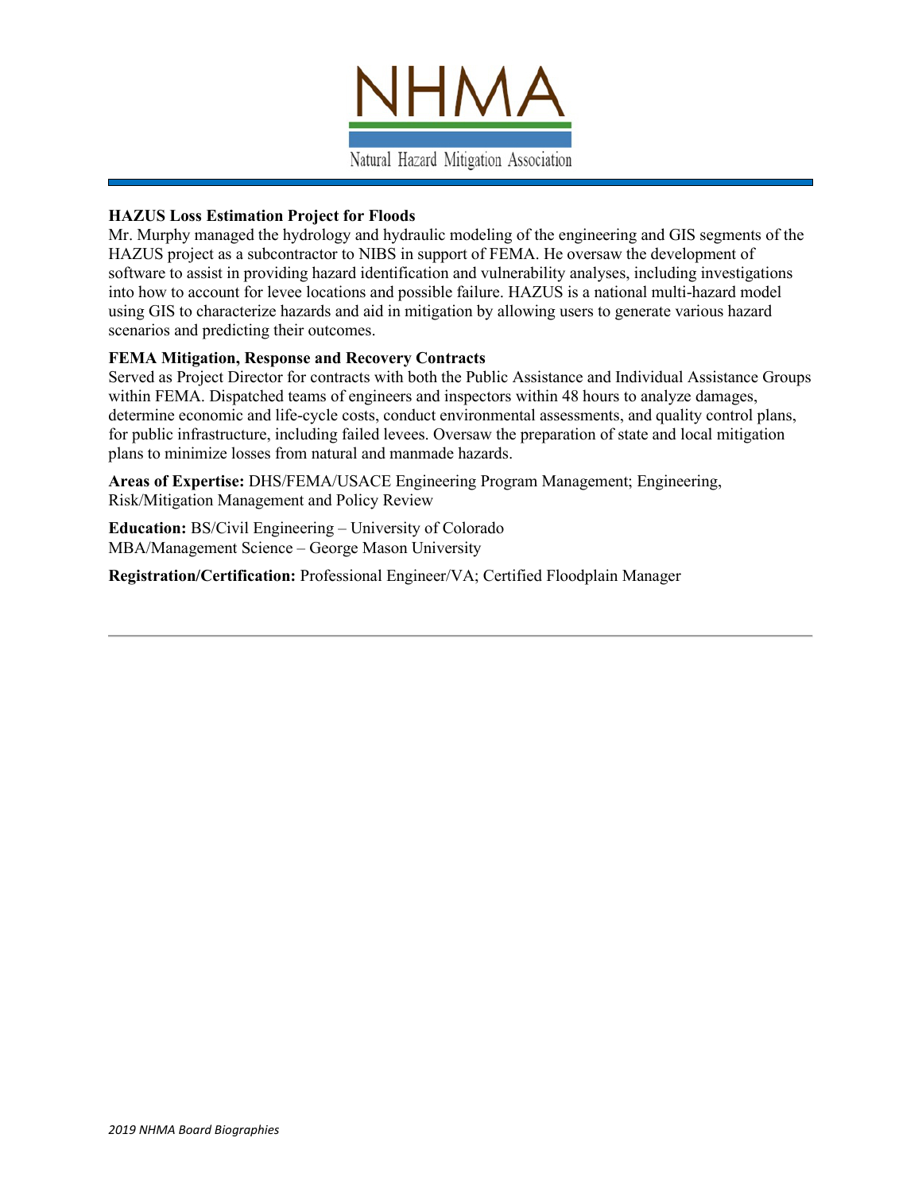**HAZUS Loss Estimation Project for Floods**
Mr. Murphy managed the hydrology and hydraulic modeling of the engineering and GIS segments of the HAZUS project as a subcontractor to NIBS in support of FEMA. He oversaw the development of software to assist in providing hazard identification and vulnerability analyses, including investigations into how to account for levee locations and possible failure. HAZUS is a national multi-hazard model using GIS to characterize hazards and aid in mitigation by allowing users to generate various hazard scenarios and predicting their outcomes.

**FEMA Mitigation, Response and Recovery Contracts**
Served as Project Director for contracts with both the Public Assistance and Individual Assistance Groups within FEMA. Dispatched teams of engineers and inspectors within 48 hours to analyze damages, determine economic and life-cycle costs, conduct environmental assessments, and quality control plans, for public infrastructure, including failed levees. Oversaw the preparation of state and local mitigation plans to minimize losses from natural and manmade hazards.

**Areas of Expertise:** DHS/FEMA/USACE Engineering Program Management; Engineering, Risk/Mitigation Management and Policy Review

**Education:** BS/Civil Engineering – University of Colorado
MBA/Management Science – George Mason University

**Registration/Certification:** Professional Engineer/VA; Certified Floodplain Manager